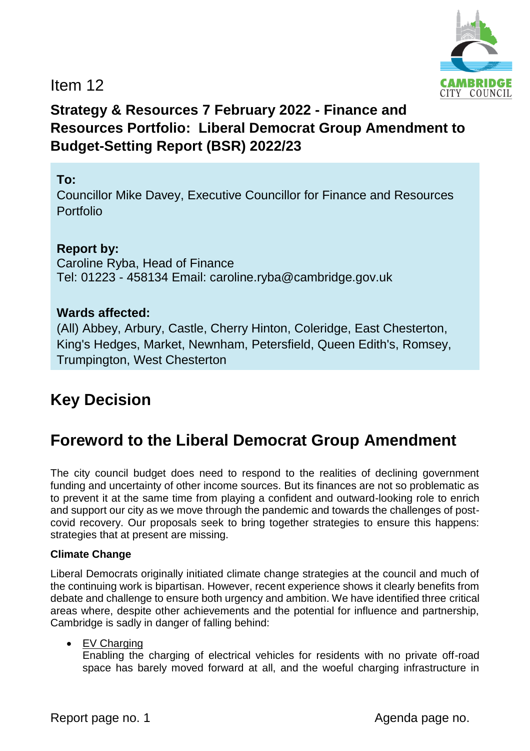Item 12

# Strategy & Resources 7 February 2022 - Finance and Resources Portfolio: Liberal Democrat Group Amendment to Budget-Setting Report (BSR) 2022/23

**To:**
Councillor Mike Davey, Executive Councillor for Finance and Resources Portfolio

**Report by:**
Caroline Ryba, Head of Finance
Tel: 01223 - 458134 Email: caroline.ryba@cambridge.gov.uk

**Wards affected:**
(All) Abbey, Arbury, Castle, Cherry Hinton, Coleridge, East Chesterton, King's Hedges, Market, Newnham, Petersfield, Queen Edith's, Romsey, Trumpington, West Chesterton

## Key Decision

## Foreword to the Liberal Democrat Group Amendment

The city council budget does need to respond to the realities of declining government funding and uncertainty of other income sources. But its finances are not so problematic as to prevent it at the same time from playing a confident and outward-looking role to enrich and support our city as we move through the pandemic and towards the challenges of post-covid recovery. Our proposals seek to bring together strategies to ensure this happens: strategies that at present are missing.

**Climate Change**

Liberal Democrats originally initiated climate change strategies at the council and much of the continuing work is bipartisan. However, recent experience shows it clearly benefits from debate and challenge to ensure both urgency and ambition. We have identified three critical areas where, despite other achievements and the potential for influence and partnership, Cambridge is sadly in danger of falling behind:

- EV Charging
  Enabling the charging of electrical vehicles for residents with no private off-road space has barely moved forward at all, and the woeful charging infrastructure in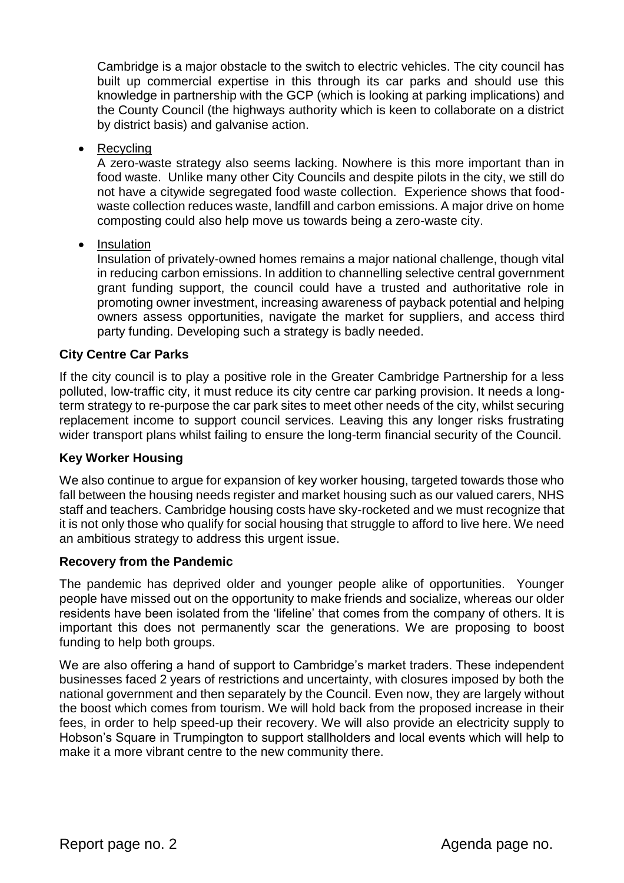Cambridge is a major obstacle to the switch to electric vehicles. The city council has built up commercial expertise in this through its car parks and should use this knowledge in partnership with the GCP (which is looking at parking implications) and the County Council (the highways authority which is keen to collaborate on a district by district basis) and galvanise action.

- Recycling

  A zero-waste strategy also seems lacking. Nowhere is this more important than in food waste. Unlike many other City Councils and despite pilots in the city, we still do not have a citywide segregated food waste collection. Experience shows that food-waste collection reduces waste, landfill and carbon emissions. A major drive on home composting could also help move us towards being a zero-waste city.

- Insulation

  Insulation of privately-owned homes remains a major national challenge, though vital in reducing carbon emissions. In addition to channelling selective central government grant funding support, the council could have a trusted and authoritative role in promoting owner investment, increasing awareness of payback potential and helping owners assess opportunities, navigate the market for suppliers, and access third party funding. Developing such a strategy is badly needed.

**City Centre Car Parks**

If the city council is to play a positive role in the Greater Cambridge Partnership for a less polluted, low-traffic city, it must reduce its city centre car parking provision. It needs a long-term strategy to re-purpose the car park sites to meet other needs of the city, whilst securing replacement income to support council services. Leaving this any longer risks frustrating wider transport plans whilst failing to ensure the long-term financial security of the Council.

**Key Worker Housing**

We also continue to argue for expansion of key worker housing, targeted towards those who fall between the housing needs register and market housing such as our valued carers, NHS staff and teachers. Cambridge housing costs have sky-rocketed and we must recognize that it is not only those who qualify for social housing that struggle to afford to live here. We need an ambitious strategy to address this urgent issue.

**Recovery from the Pandemic**

The pandemic has deprived older and younger people alike of opportunities. Younger people have missed out on the opportunity to make friends and socialize, whereas our older residents have been isolated from the 'lifeline' that comes from the company of others. It is important this does not permanently scar the generations. We are proposing to boost funding to help both groups.

We are also offering a hand of support to Cambridge's market traders. These independent businesses faced 2 years of restrictions and uncertainty, with closures imposed by both the national government and then separately by the Council. Even now, they are largely without the boost which comes from tourism. We will hold back from the proposed increase in their fees, in order to help speed-up their recovery. We will also provide an electricity supply to Hobson's Square in Trumpington to support stallholders and local events which will help to make it a more vibrant centre to the new community there.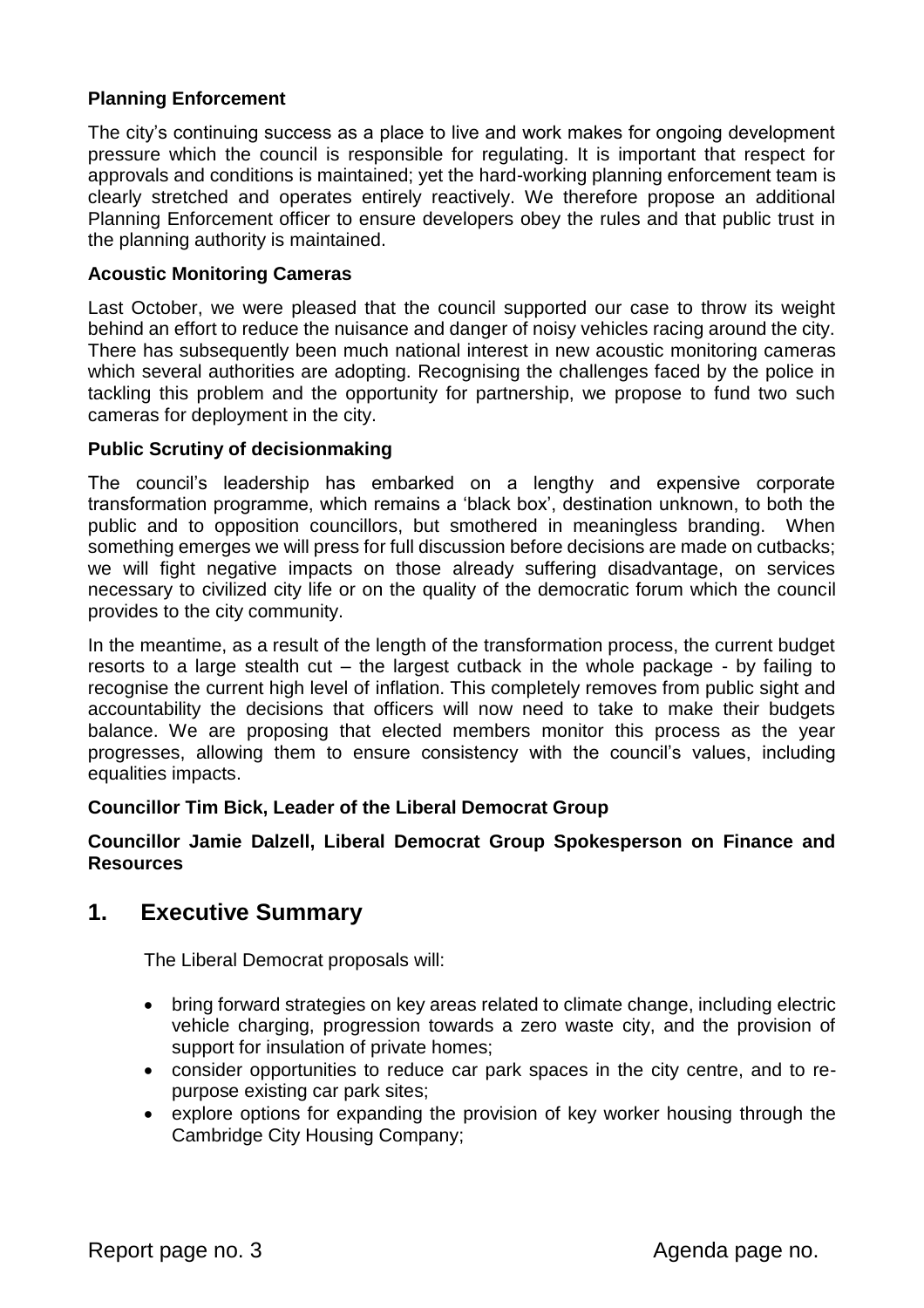**Planning Enforcement**

The city's continuing success as a place to live and work makes for ongoing development pressure which the council is responsible for regulating. It is important that respect for approvals and conditions is maintained; yet the hard-working planning enforcement team is clearly stretched and operates entirely reactively. We therefore propose an additional Planning Enforcement officer to ensure developers obey the rules and that public trust in the planning authority is maintained.

**Acoustic Monitoring Cameras**

Last October, we were pleased that the council supported our case to throw its weight behind an effort to reduce the nuisance and danger of noisy vehicles racing around the city. There has subsequently been much national interest in new acoustic monitoring cameras which several authorities are adopting. Recognising the challenges faced by the police in tackling this problem and the opportunity for partnership, we propose to fund two such cameras for deployment in the city.

**Public Scrutiny of decisionmaking**

The council's leadership has embarked on a lengthy and expensive corporate transformation programme, which remains a 'black box', destination unknown, to both the public and to opposition councillors, but smothered in meaningless branding. When something emerges we will press for full discussion before decisions are made on cutbacks; we will fight negative impacts on those already suffering disadvantage, on services necessary to civilized city life or on the quality of the democratic forum which the council provides to the city community.

In the meantime, as a result of the length of the transformation process, the current budget resorts to a large stealth cut – the largest cutback in the whole package - by failing to recognise the current high level of inflation. This completely removes from public sight and accountability the decisions that officers will now need to take to make their budgets balance. We are proposing that elected members monitor this process as the year progresses, allowing them to ensure consistency with the council's values, including equalities impacts.

**Councillor Tim Bick, Leader of the Liberal Democrat Group**

**Councillor Jamie Dalzell, Liberal Democrat Group Spokesperson on Finance and Resources**

## 1. Executive Summary

The Liberal Democrat proposals will:

- bring forward strategies on key areas related to climate change, including electric vehicle charging, progression towards a zero waste city, and the provision of support for insulation of private homes;
- consider opportunities to reduce car park spaces in the city centre, and to re-purpose existing car park sites;
- explore options for expanding the provision of key worker housing through the Cambridge City Housing Company;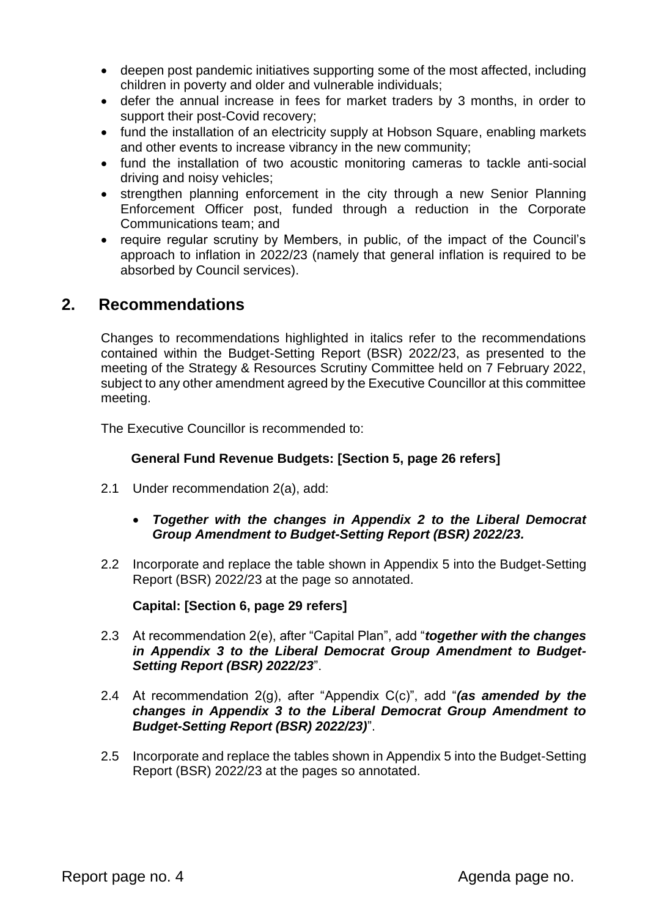- deepen post pandemic initiatives supporting some of the most affected, including children in poverty and older and vulnerable individuals;
- defer the annual increase in fees for market traders by 3 months, in order to support their post-Covid recovery;
- fund the installation of an electricity supply at Hobson Square, enabling markets and other events to increase vibrancy in the new community;
- fund the installation of two acoustic monitoring cameras to tackle anti-social driving and noisy vehicles;
- strengthen planning enforcement in the city through a new Senior Planning Enforcement Officer post, funded through a reduction in the Corporate Communications team; and
- require regular scrutiny by Members, in public, of the impact of the Council's approach to inflation in 2022/23 (namely that general inflation is required to be absorbed by Council services).

## 2. Recommendations

Changes to recommendations highlighted in italics refer to the recommendations contained within the Budget-Setting Report (BSR) 2022/23, as presented to the meeting of the Strategy & Resources Scrutiny Committee held on 7 February 2022, subject to any other amendment agreed by the Executive Councillor at this committee meeting.

The Executive Councillor is recommended to:

**General Fund Revenue Budgets: [Section 5, page 26 refers]**

2.1 Under recommendation 2(a), add:

- ***Together with the changes in Appendix 2 to the Liberal Democrat Group Amendment to Budget-Setting Report (BSR) 2022/23.***

2.2 Incorporate and replace the table shown in Appendix 5 into the Budget-Setting Report (BSR) 2022/23 at the page so annotated.

**Capital: [Section 6, page 29 refers]**

2.3 At recommendation 2(e), after "Capital Plan", add "***together with the changes in Appendix 3 to the Liberal Democrat Group Amendment to Budget-Setting Report (BSR) 2022/23***".

2.4 At recommendation 2(g), after "Appendix C(c)", add "***(as amended by the changes in Appendix 3 to the Liberal Democrat Group Amendment to Budget-Setting Report (BSR) 2022/23)***".

2.5 Incorporate and replace the tables shown in Appendix 5 into the Budget-Setting Report (BSR) 2022/23 at the pages so annotated.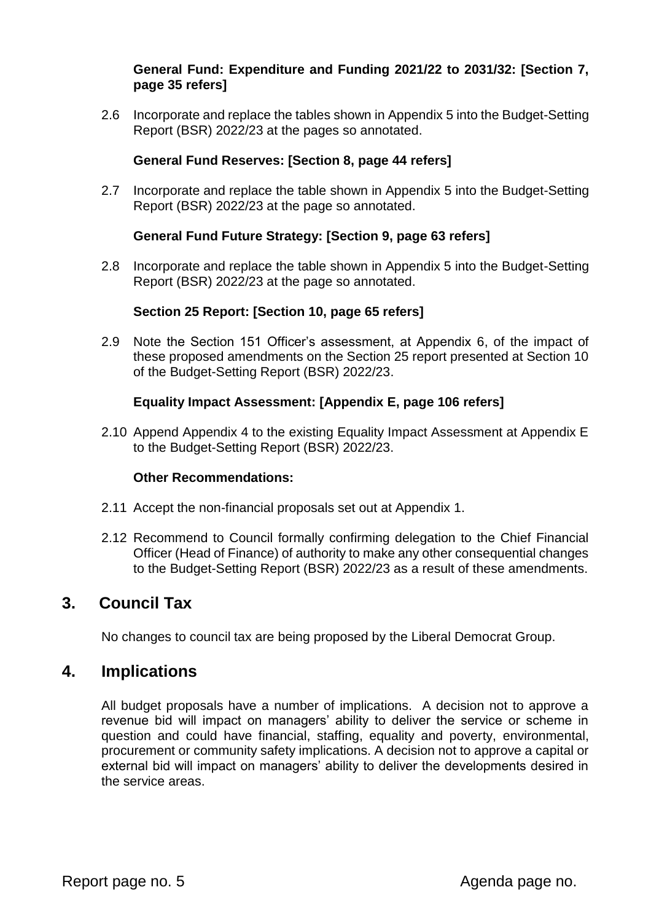**General Fund: Expenditure and Funding 2021/22 to 2031/32: [Section 7, page 35 refers]**

2.6 Incorporate and replace the tables shown in Appendix 5 into the Budget-Setting Report (BSR) 2022/23 at the pages so annotated.

**General Fund Reserves: [Section 8, page 44 refers]**

2.7 Incorporate and replace the table shown in Appendix 5 into the Budget-Setting Report (BSR) 2022/23 at the page so annotated.

**General Fund Future Strategy: [Section 9, page 63 refers]**

2.8 Incorporate and replace the table shown in Appendix 5 into the Budget-Setting Report (BSR) 2022/23 at the page so annotated.

**Section 25 Report: [Section 10, page 65 refers]**

2.9 Note the Section 151 Officer's assessment, at Appendix 6, of the impact of these proposed amendments on the Section 25 report presented at Section 10 of the Budget-Setting Report (BSR) 2022/23.

**Equality Impact Assessment: [Appendix E, page 106 refers]**

2.10 Append Appendix 4 to the existing Equality Impact Assessment at Appendix E to the Budget-Setting Report (BSR) 2022/23.

**Other Recommendations:**

2.11 Accept the non-financial proposals set out at Appendix 1.

2.12 Recommend to Council formally confirming delegation to the Chief Financial Officer (Head of Finance) of authority to make any other consequential changes to the Budget-Setting Report (BSR) 2022/23 as a result of these amendments.

## 3. Council Tax

No changes to council tax are being proposed by the Liberal Democrat Group.

## 4. Implications

All budget proposals have a number of implications. A decision not to approve a revenue bid will impact on managers' ability to deliver the service or scheme in question and could have financial, staffing, equality and poverty, environmental, procurement or community safety implications. A decision not to approve a capital or external bid will impact on managers' ability to deliver the developments desired in the service areas.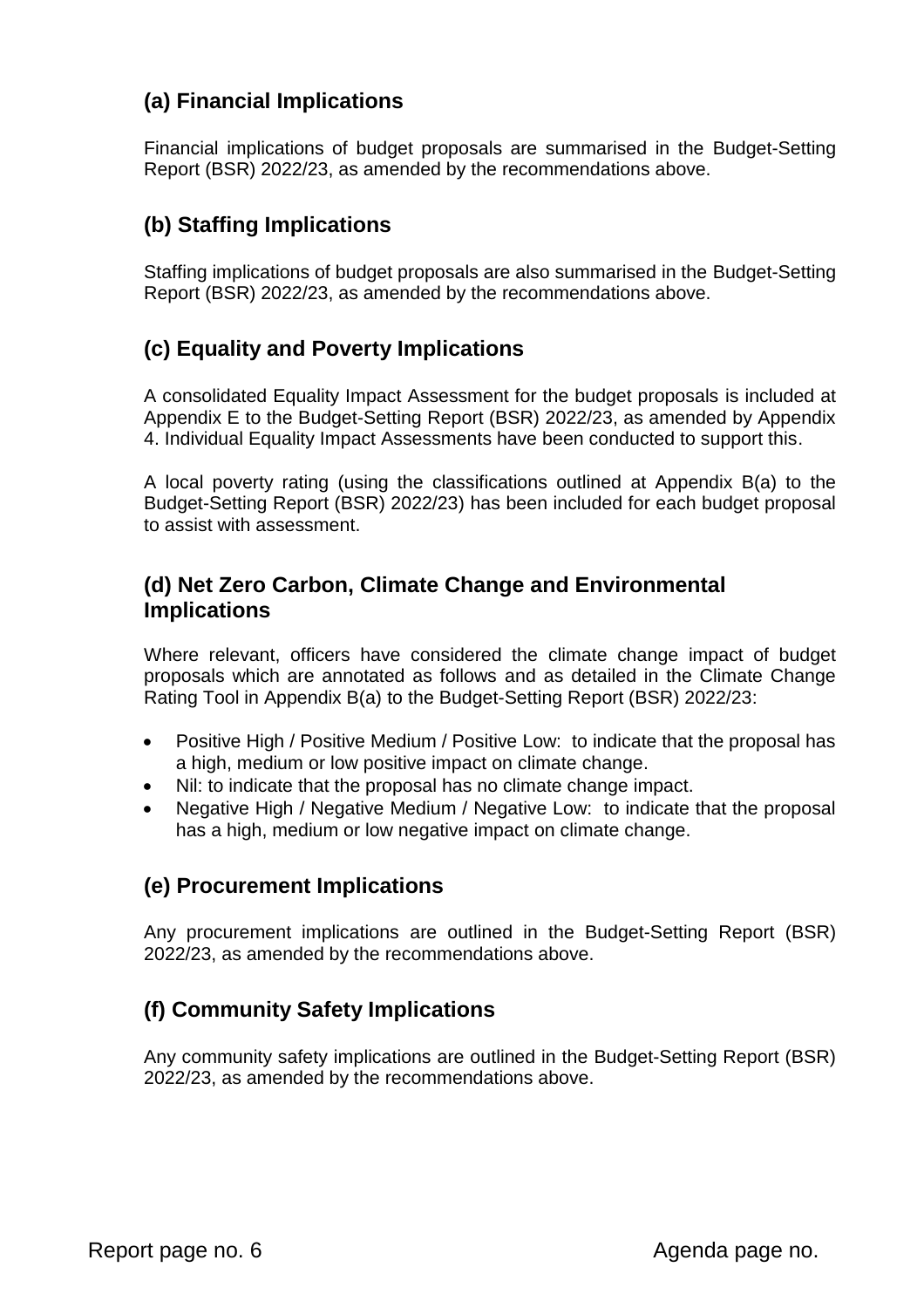## (a) Financial Implications

Financial implications of budget proposals are summarised in the Budget-Setting Report (BSR) 2022/23, as amended by the recommendations above.

## (b) Staffing Implications

Staffing implications of budget proposals are also summarised in the Budget-Setting Report (BSR) 2022/23, as amended by the recommendations above.

## (c) Equality and Poverty Implications

A consolidated Equality Impact Assessment for the budget proposals is included at Appendix E to the Budget-Setting Report (BSR) 2022/23, as amended by Appendix 4. Individual Equality Impact Assessments have been conducted to support this.

A local poverty rating (using the classifications outlined at Appendix B(a) to the Budget-Setting Report (BSR) 2022/23) has been included for each budget proposal to assist with assessment.

## (d) Net Zero Carbon, Climate Change and Environmental Implications

Where relevant, officers have considered the climate change impact of budget proposals which are annotated as follows and as detailed in the Climate Change Rating Tool in Appendix B(a) to the Budget-Setting Report (BSR) 2022/23:

- Positive High / Positive Medium / Positive Low: to indicate that the proposal has a high, medium or low positive impact on climate change.
- Nil: to indicate that the proposal has no climate change impact.
- Negative High / Negative Medium / Negative Low: to indicate that the proposal has a high, medium or low negative impact on climate change.

## (e) Procurement Implications

Any procurement implications are outlined in the Budget-Setting Report (BSR) 2022/23, as amended by the recommendations above.

## (f) Community Safety Implications

Any community safety implications are outlined in the Budget-Setting Report (BSR) 2022/23, as amended by the recommendations above.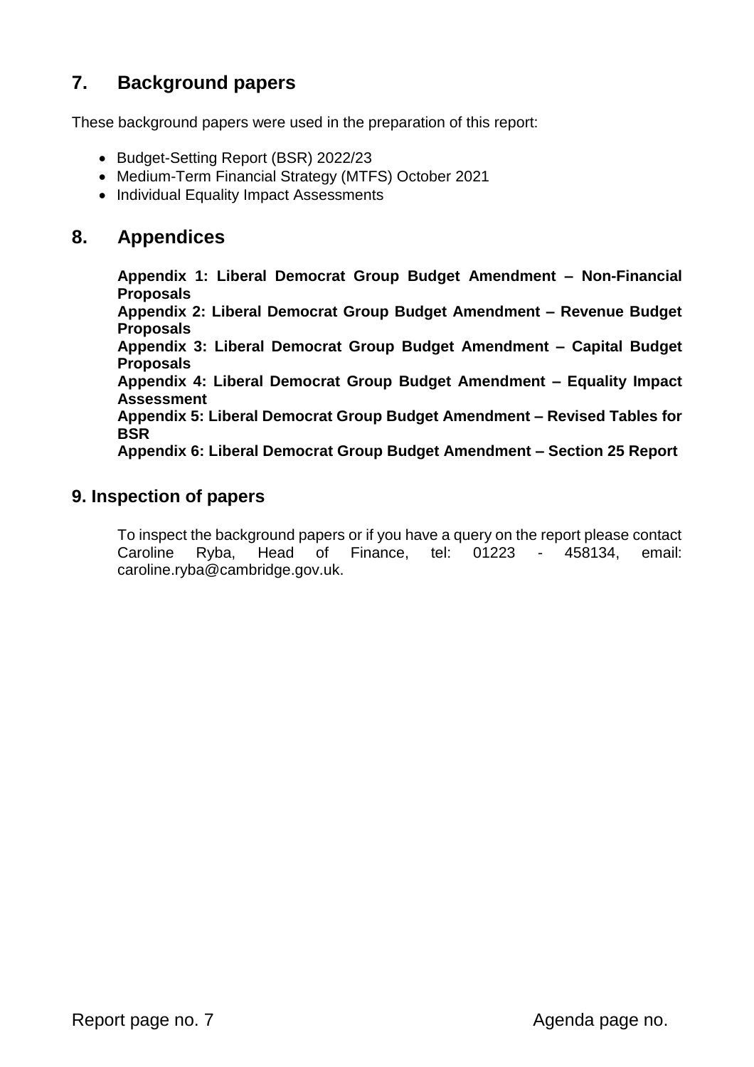## 7. Background papers

These background papers were used in the preparation of this report:

- Budget-Setting Report (BSR) 2022/23
- Medium-Term Financial Strategy (MTFS) October 2021
- Individual Equality Impact Assessments

## 8. Appendices

**Appendix 1: Liberal Democrat Group Budget Amendment – Non-Financial Proposals**
**Appendix 2: Liberal Democrat Group Budget Amendment – Revenue Budget Proposals**
**Appendix 3: Liberal Democrat Group Budget Amendment – Capital Budget Proposals**
**Appendix 4: Liberal Democrat Group Budget Amendment – Equality Impact Assessment**
**Appendix 5: Liberal Democrat Group Budget Amendment – Revised Tables for BSR**
**Appendix 6: Liberal Democrat Group Budget Amendment – Section 25 Report**

## 9. Inspection of papers

To inspect the background papers or if you have a query on the report please contact Caroline Ryba, Head of Finance, tel: 01223 - 458134, email: caroline.ryba@cambridge.gov.uk.